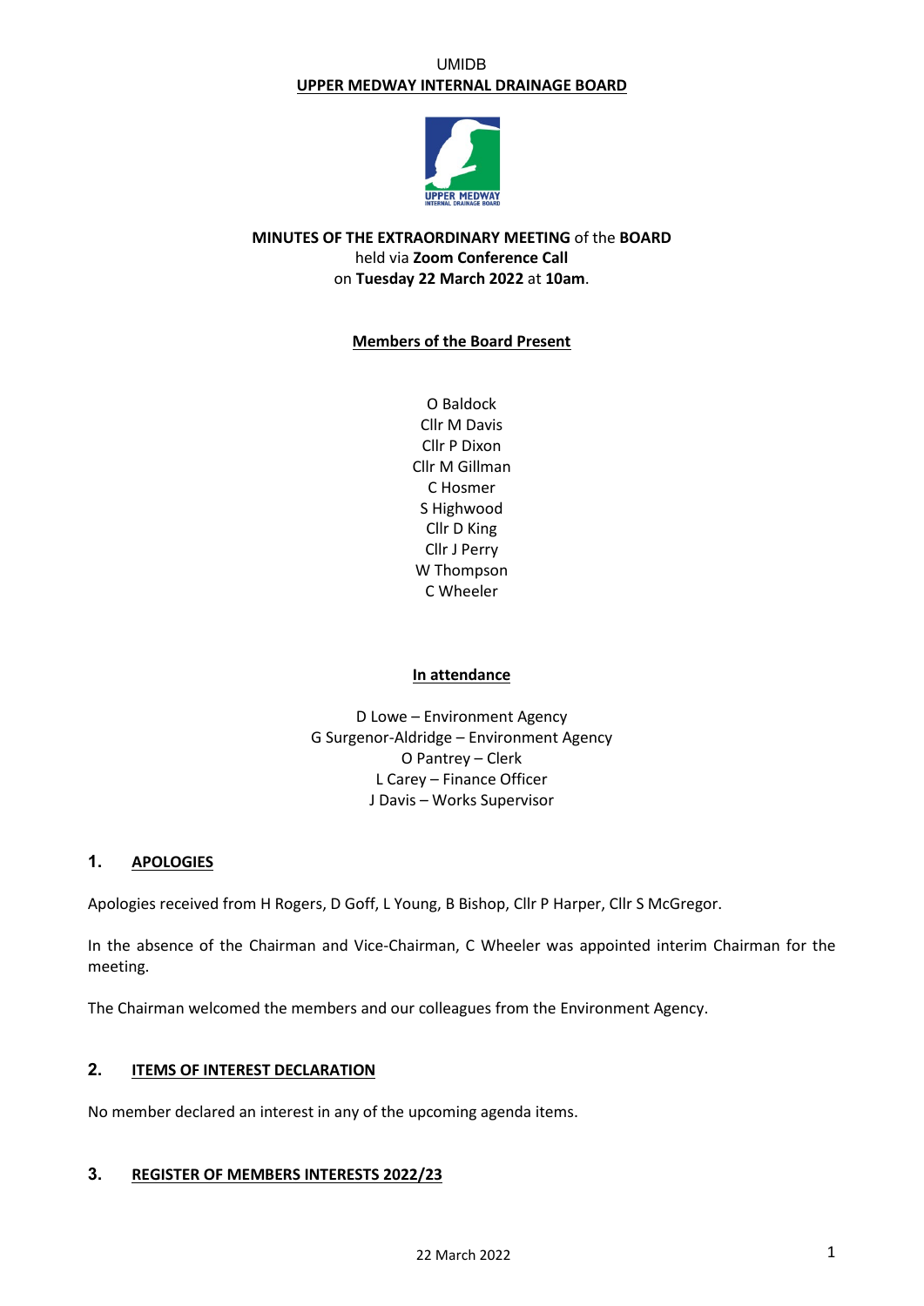UMIDB

**UPPER MEDWAY INTERNAL DRAINAGE BOARD**

**MINUTES OF THE EXTRAORDINARY MEETING** of the **BOARD**
held via **Zoom Conference Call**
on **Tuesday 22 March 2022** at **10am**.

**Members of the Board Present**

O Baldock
Cllr M Davis
Cllr P Dixon
Cllr M Gillman
C Hosmer
S Highwood
Cllr D King
Cllr J Perry
W Thompson
C Wheeler

**In attendance**

D Lowe – Environment Agency
G Surgenor-Aldridge – Environment Agency
O Pantrey – Clerk
L Carey – Finance Officer
J Davis – Works Supervisor

## 1. APOLOGIES

Apologies received from H Rogers, D Goff, L Young, B Bishop, Cllr P Harper, Cllr S McGregor.

In the absence of the Chairman and Vice-Chairman, C Wheeler was appointed interim Chairman for the meeting.

The Chairman welcomed the members and our colleagues from the Environment Agency.

## 2. ITEMS OF INTEREST DECLARATION

No member declared an interest in any of the upcoming agenda items.

## 3. REGISTER OF MEMBERS INTERESTS 2022/23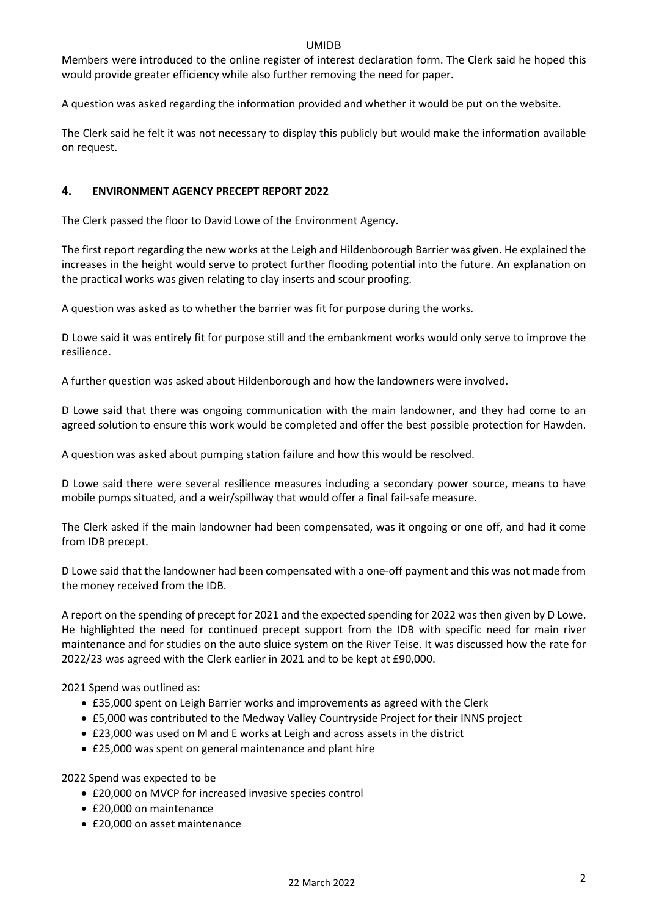Members were introduced to the online register of interest declaration form. The Clerk said he hoped this would provide greater efficiency while also further removing the need for paper.

A question was asked regarding the information provided and whether it would be put on the website.

The Clerk said he felt it was not necessary to display this publicly but would make the information available on request.

## 4. ENVIRONMENT AGENCY PRECEPT REPORT 2022

The Clerk passed the floor to David Lowe of the Environment Agency.

The first report regarding the new works at the Leigh and Hildenborough Barrier was given. He explained the increases in the height would serve to protect further flooding potential into the future. An explanation on the practical works was given relating to clay inserts and scour proofing.

A question was asked as to whether the barrier was fit for purpose during the works.

D Lowe said it was entirely fit for purpose still and the embankment works would only serve to improve the resilience.

A further question was asked about Hildenborough and how the landowners were involved.

D Lowe said that there was ongoing communication with the main landowner, and they had come to an agreed solution to ensure this work would be completed and offer the best possible protection for Hawden.

A question was asked about pumping station failure and how this would be resolved.

D Lowe said there were several resilience measures including a secondary power source, means to have mobile pumps situated, and a weir/spillway that would offer a final fail-safe measure.

The Clerk asked if the main landowner had been compensated, was it ongoing or one off, and had it come from IDB precept.

D Lowe said that the landowner had been compensated with a one-off payment and this was not made from the money received from the IDB.

A report on the spending of precept for 2021 and the expected spending for 2022 was then given by D Lowe. He highlighted the need for continued precept support from the IDB with specific need for main river maintenance and for studies on the auto sluice system on the River Teise. It was discussed how the rate for 2022/23 was agreed with the Clerk earlier in 2021 and to be kept at £90,000.

2021 Spend was outlined as:

- £35,000 spent on Leigh Barrier works and improvements as agreed with the Clerk
- £5,000 was contributed to the Medway Valley Countryside Project for their INNS project
- £23,000 was used on M and E works at Leigh and across assets in the district
- £25,000 was spent on general maintenance and plant hire

2022 Spend was expected to be

- £20,000 on MVCP for increased invasive species control
- £20,000 on maintenance
- £20,000 on asset maintenance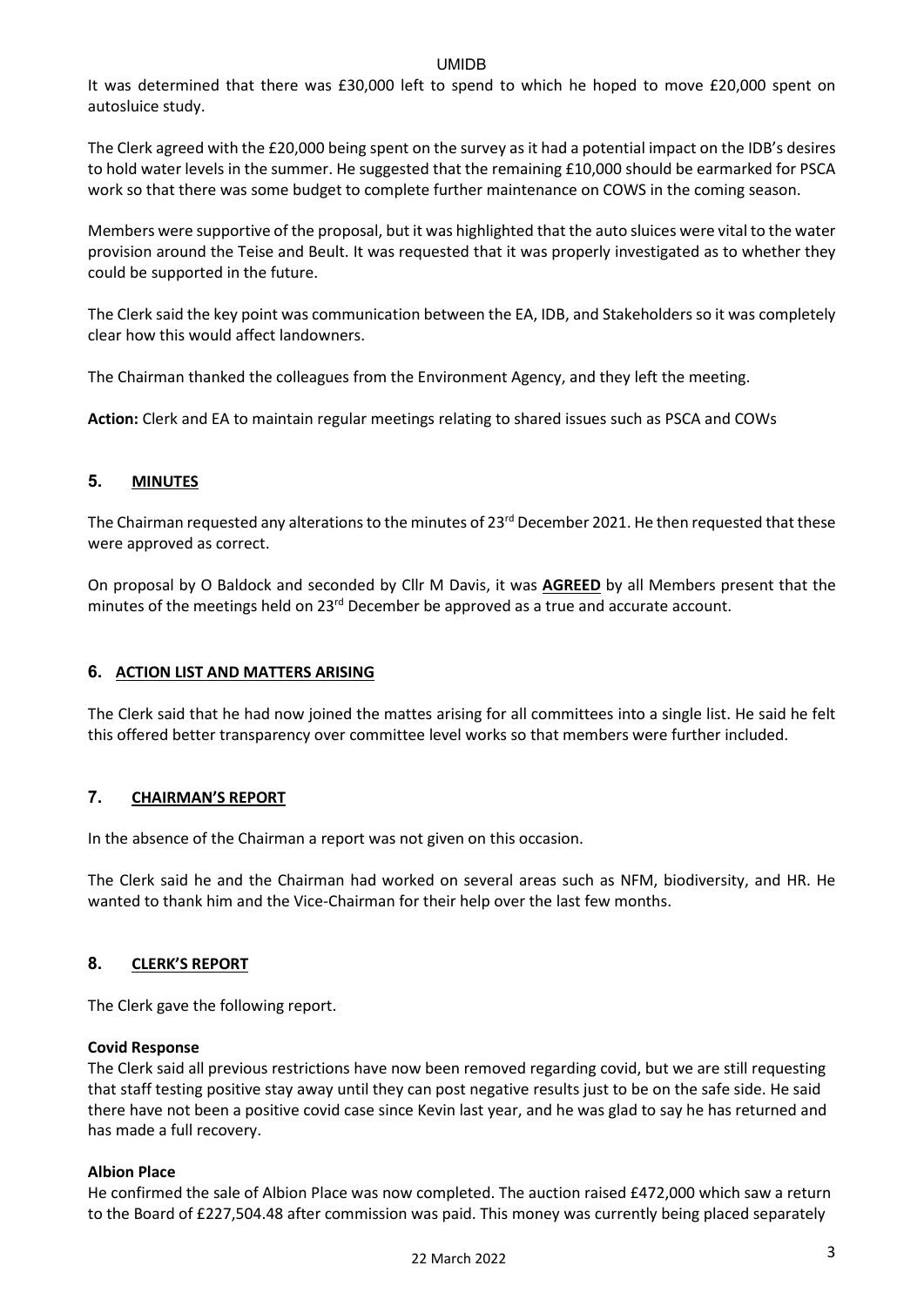It was determined that there was £30,000 left to spend to which he hoped to move £20,000 spent on autosluice study.

The Clerk agreed with the £20,000 being spent on the survey as it had a potential impact on the IDB's desires to hold water levels in the summer. He suggested that the remaining £10,000 should be earmarked for PSCA work so that there was some budget to complete further maintenance on COWS in the coming season.

Members were supportive of the proposal, but it was highlighted that the auto sluices were vital to the water provision around the Teise and Beult. It was requested that it was properly investigated as to whether they could be supported in the future.

The Clerk said the key point was communication between the EA, IDB, and Stakeholders so it was completely clear how this would affect landowners.

The Chairman thanked the colleagues from the Environment Agency, and they left the meeting.

**Action:** Clerk and EA to maintain regular meetings relating to shared issues such as PSCA and COWs

## 5. MINUTES

The Chairman requested any alterations to the minutes of 23rd December 2021. He then requested that these were approved as correct.

On proposal by O Baldock and seconded by Cllr M Davis, it was **AGREED** by all Members present that the minutes of the meetings held on 23rd December be approved as a true and accurate account.

## 6. ACTION LIST AND MATTERS ARISING

The Clerk said that he had now joined the mattes arising for all committees into a single list. He said he felt this offered better transparency over committee level works so that members were further included.

## 7. CHAIRMAN'S REPORT

In the absence of the Chairman a report was not given on this occasion.

The Clerk said he and the Chairman had worked on several areas such as NFM, biodiversity, and HR. He wanted to thank him and the Vice-Chairman for their help over the last few months.

## 8. CLERK'S REPORT

The Clerk gave the following report.

**Covid Response**
The Clerk said all previous restrictions have now been removed regarding covid, but we are still requesting that staff testing positive stay away until they can post negative results just to be on the safe side. He said there have not been a positive covid case since Kevin last year, and he was glad to say he has returned and has made a full recovery.

**Albion Place**
He confirmed the sale of Albion Place was now completed. The auction raised £472,000 which saw a return to the Board of £227,504.48 after commission was paid. This money was currently being placed separately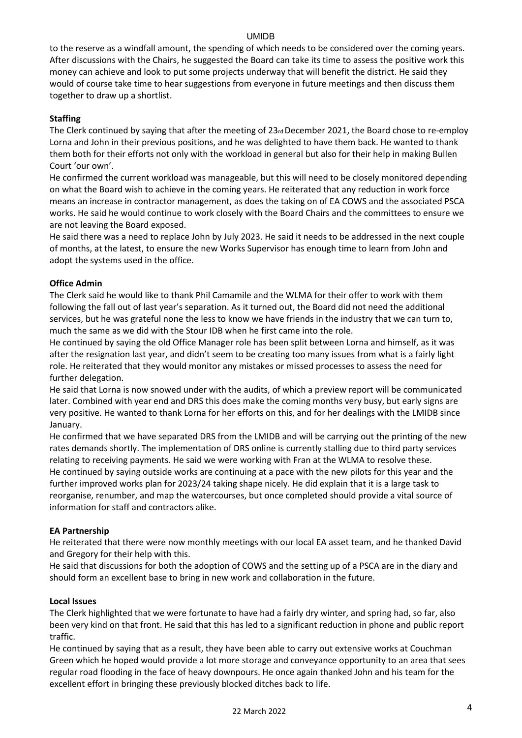to the reserve as a windfall amount, the spending of which needs to be considered over the coming years. After discussions with the Chairs, he suggested the Board can take its time to assess the positive work this money can achieve and look to put some projects underway that will benefit the district. He said they would of course take time to hear suggestions from everyone in future meetings and then discuss them together to draw up a shortlist.

**Staffing**

The Clerk continued by saying that after the meeting of 23rd December 2021, the Board chose to re-employ Lorna and John in their previous positions, and he was delighted to have them back. He wanted to thank them both for their efforts not only with the workload in general but also for their help in making Bullen Court 'our own'.

He confirmed the current workload was manageable, but this will need to be closely monitored depending on what the Board wish to achieve in the coming years. He reiterated that any reduction in work force means an increase in contractor management, as does the taking on of EA COWS and the associated PSCA works. He said he would continue to work closely with the Board Chairs and the committees to ensure we are not leaving the Board exposed.

He said there was a need to replace John by July 2023. He said it needs to be addressed in the next couple of months, at the latest, to ensure the new Works Supervisor has enough time to learn from John and adopt the systems used in the office.

**Office Admin**

The Clerk said he would like to thank Phil Camamile and the WLMA for their offer to work with them following the fall out of last year's separation. As it turned out, the Board did not need the additional services, but he was grateful none the less to know we have friends in the industry that we can turn to, much the same as we did with the Stour IDB when he first came into the role.

He continued by saying the old Office Manager role has been split between Lorna and himself, as it was after the resignation last year, and didn't seem to be creating too many issues from what is a fairly light role. He reiterated that they would monitor any mistakes or missed processes to assess the need for further delegation.

He said that Lorna is now snowed under with the audits, of which a preview report will be communicated later. Combined with year end and DRS this does make the coming months very busy, but early signs are very positive. He wanted to thank Lorna for her efforts on this, and for her dealings with the LMIDB since January.

He confirmed that we have separated DRS from the LMIDB and will be carrying out the printing of the new rates demands shortly. The implementation of DRS online is currently stalling due to third party services relating to receiving payments. He said we were working with Fran at the WLMA to resolve these.

He continued by saying outside works are continuing at a pace with the new pilots for this year and the further improved works plan for 2023/24 taking shape nicely. He did explain that it is a large task to reorganise, renumber, and map the watercourses, but once completed should provide a vital source of information for staff and contractors alike.

**EA Partnership**

He reiterated that there were now monthly meetings with our local EA asset team, and he thanked David and Gregory for their help with this.

He said that discussions for both the adoption of COWS and the setting up of a PSCA are in the diary and should form an excellent base to bring in new work and collaboration in the future.

**Local Issues**

The Clerk highlighted that we were fortunate to have had a fairly dry winter, and spring had, so far, also been very kind on that front. He said that this has led to a significant reduction in phone and public report traffic.

He continued by saying that as a result, they have been able to carry out extensive works at Couchman Green which he hoped would provide a lot more storage and conveyance opportunity to an area that sees regular road flooding in the face of heavy downpours. He once again thanked John and his team for the excellent effort in bringing these previously blocked ditches back to life.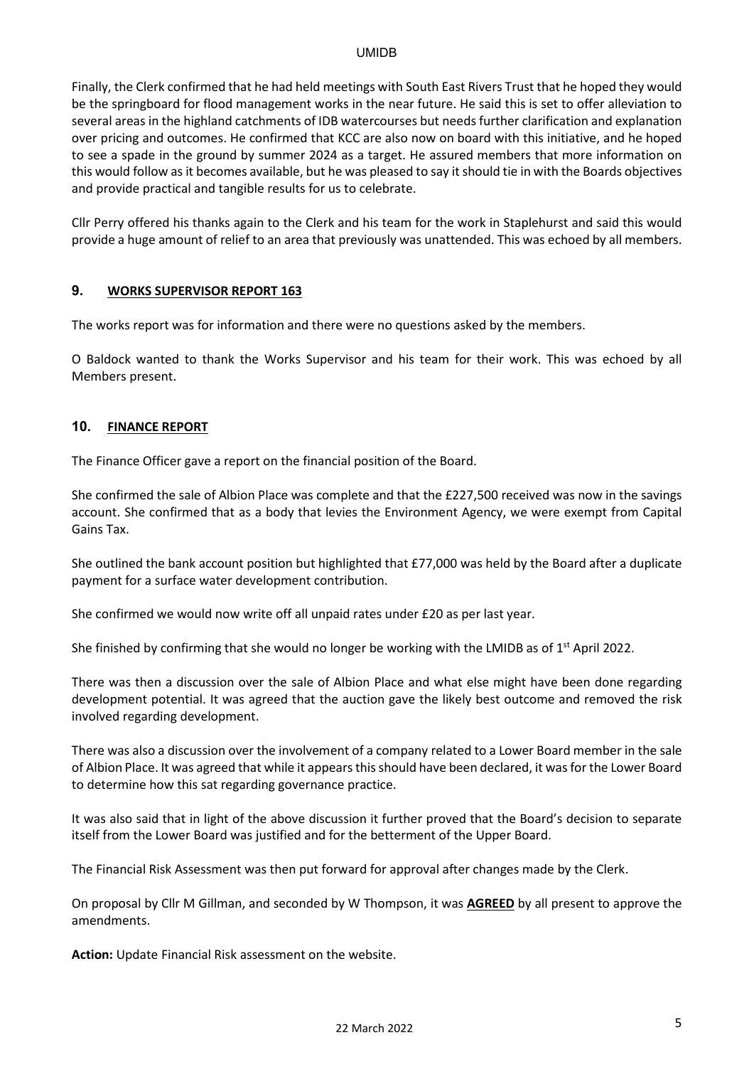Finally, the Clerk confirmed that he had held meetings with South East Rivers Trust that he hoped they would be the springboard for flood management works in the near future. He said this is set to offer alleviation to several areas in the highland catchments of IDB watercourses but needs further clarification and explanation over pricing and outcomes. He confirmed that KCC are also now on board with this initiative, and he hoped to see a spade in the ground by summer 2024 as a target. He assured members that more information on this would follow as it becomes available, but he was pleased to say it should tie in with the Boards objectives and provide practical and tangible results for us to celebrate.

Cllr Perry offered his thanks again to the Clerk and his team for the work in Staplehurst and said this would provide a huge amount of relief to an area that previously was unattended. This was echoed by all members.

## 9. WORKS SUPERVISOR REPORT 163

The works report was for information and there were no questions asked by the members.

O Baldock wanted to thank the Works Supervisor and his team for their work. This was echoed by all Members present.

## 10. FINANCE REPORT

The Finance Officer gave a report on the financial position of the Board.

She confirmed the sale of Albion Place was complete and that the £227,500 received was now in the savings account. She confirmed that as a body that levies the Environment Agency, we were exempt from Capital Gains Tax.

She outlined the bank account position but highlighted that £77,000 was held by the Board after a duplicate payment for a surface water development contribution.

She confirmed we would now write off all unpaid rates under £20 as per last year.

She finished by confirming that she would no longer be working with the LMIDB as of 1st April 2022.

There was then a discussion over the sale of Albion Place and what else might have been done regarding development potential. It was agreed that the auction gave the likely best outcome and removed the risk involved regarding development.

There was also a discussion over the involvement of a company related to a Lower Board member in the sale of Albion Place. It was agreed that while it appears this should have been declared, it was for the Lower Board to determine how this sat regarding governance practice.

It was also said that in light of the above discussion it further proved that the Board's decision to separate itself from the Lower Board was justified and for the betterment of the Upper Board.

The Financial Risk Assessment was then put forward for approval after changes made by the Clerk.

On proposal by Cllr M Gillman, and seconded by W Thompson, it was **AGREED** by all present to approve the amendments.

**Action:** Update Financial Risk assessment on the website.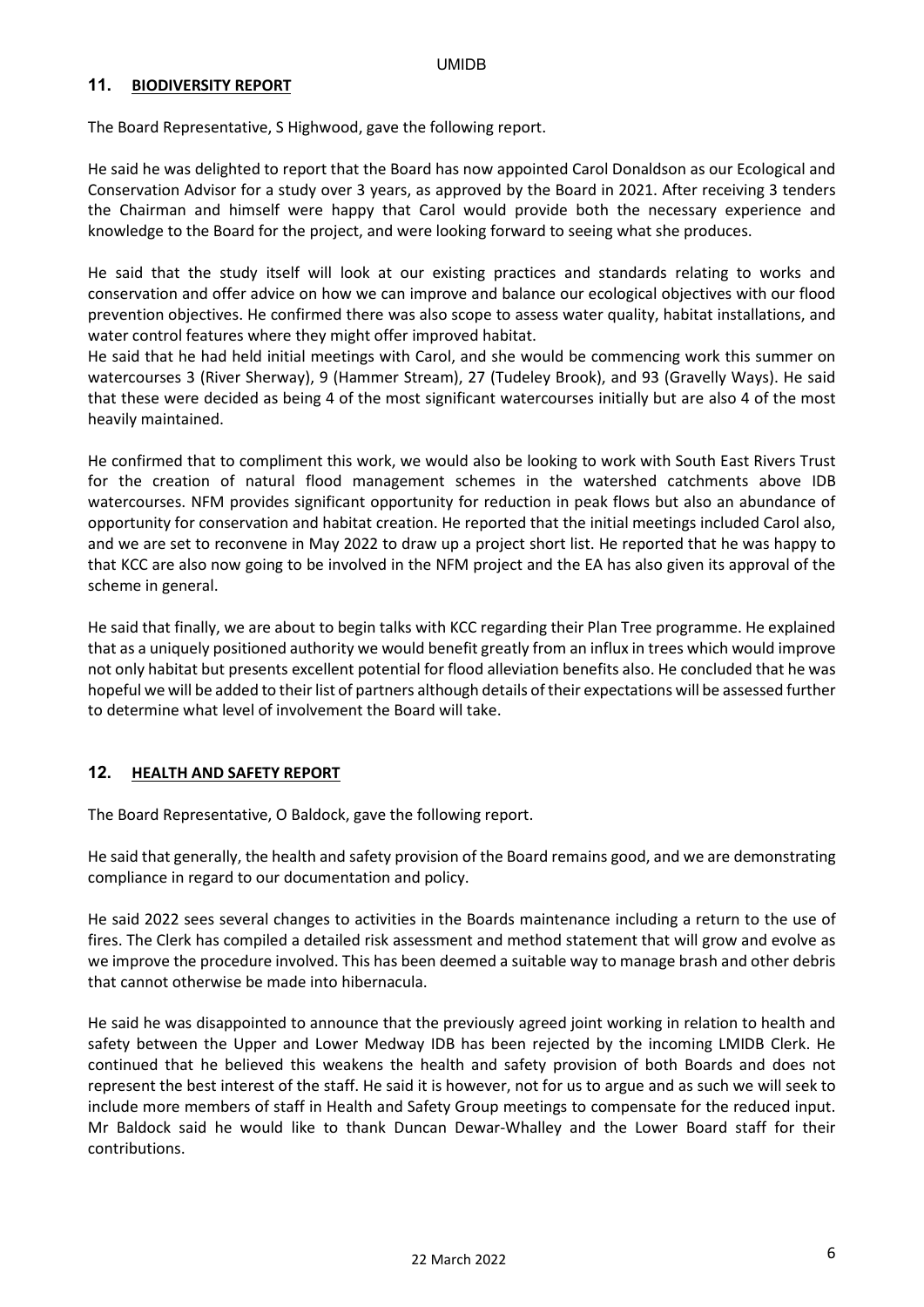## 11. BIODIVERSITY REPORT

The Board Representative, S Highwood, gave the following report.

He said he was delighted to report that the Board has now appointed Carol Donaldson as our Ecological and Conservation Advisor for a study over 3 years, as approved by the Board in 2021. After receiving 3 tenders the Chairman and himself were happy that Carol would provide both the necessary experience and knowledge to the Board for the project, and were looking forward to seeing what she produces.

He said that the study itself will look at our existing practices and standards relating to works and conservation and offer advice on how we can improve and balance our ecological objectives with our flood prevention objectives. He confirmed there was also scope to assess water quality, habitat installations, and water control features where they might offer improved habitat.

He said that he had held initial meetings with Carol, and she would be commencing work this summer on watercourses 3 (River Sherway), 9 (Hammer Stream), 27 (Tudeley Brook), and 93 (Gravelly Ways). He said that these were decided as being 4 of the most significant watercourses initially but are also 4 of the most heavily maintained.

He confirmed that to compliment this work, we would also be looking to work with South East Rivers Trust for the creation of natural flood management schemes in the watershed catchments above IDB watercourses. NFM provides significant opportunity for reduction in peak flows but also an abundance of opportunity for conservation and habitat creation. He reported that the initial meetings included Carol also, and we are set to reconvene in May 2022 to draw up a project short list. He reported that he was happy to that KCC are also now going to be involved in the NFM project and the EA has also given its approval of the scheme in general.

He said that finally, we are about to begin talks with KCC regarding their Plan Tree programme. He explained that as a uniquely positioned authority we would benefit greatly from an influx in trees which would improve not only habitat but presents excellent potential for flood alleviation benefits also. He concluded that he was hopeful we will be added to their list of partners although details of their expectations will be assessed further to determine what level of involvement the Board will take.

## 12. HEALTH AND SAFETY REPORT

The Board Representative, O Baldock, gave the following report.

He said that generally, the health and safety provision of the Board remains good, and we are demonstrating compliance in regard to our documentation and policy.

He said 2022 sees several changes to activities in the Boards maintenance including a return to the use of fires. The Clerk has compiled a detailed risk assessment and method statement that will grow and evolve as we improve the procedure involved. This has been deemed a suitable way to manage brash and other debris that cannot otherwise be made into hibernacula.

He said he was disappointed to announce that the previously agreed joint working in relation to health and safety between the Upper and Lower Medway IDB has been rejected by the incoming LMIDB Clerk. He continued that he believed this weakens the health and safety provision of both Boards and does not represent the best interest of the staff. He said it is however, not for us to argue and as such we will seek to include more members of staff in Health and Safety Group meetings to compensate for the reduced input. Mr Baldock said he would like to thank Duncan Dewar-Whalley and the Lower Board staff for their contributions.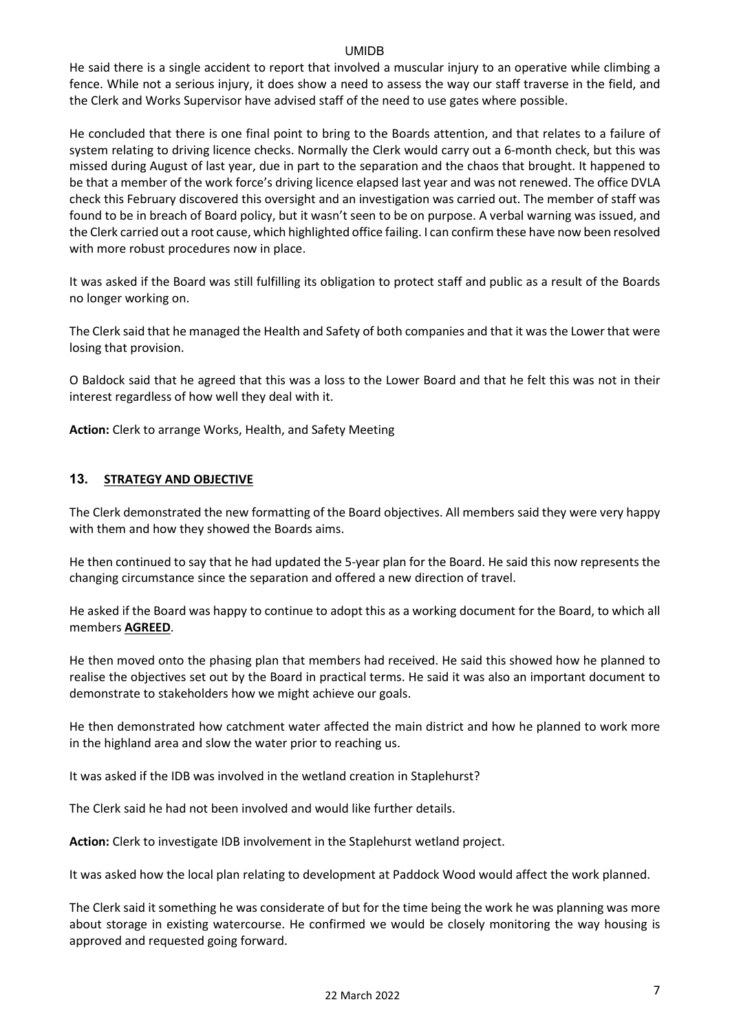He said there is a single accident to report that involved a muscular injury to an operative while climbing a fence. While not a serious injury, it does show a need to assess the way our staff traverse in the field, and the Clerk and Works Supervisor have advised staff of the need to use gates where possible.

He concluded that there is one final point to bring to the Boards attention, and that relates to a failure of system relating to driving licence checks. Normally the Clerk would carry out a 6-month check, but this was missed during August of last year, due in part to the separation and the chaos that brought. It happened to be that a member of the work force's driving licence elapsed last year and was not renewed. The office DVLA check this February discovered this oversight and an investigation was carried out. The member of staff was found to be in breach of Board policy, but it wasn't seen to be on purpose. A verbal warning was issued, and the Clerk carried out a root cause, which highlighted office failing. I can confirm these have now been resolved with more robust procedures now in place.

It was asked if the Board was still fulfilling its obligation to protect staff and public as a result of the Boards no longer working on.

The Clerk said that he managed the Health and Safety of both companies and that it was the Lower that were losing that provision.

O Baldock said that he agreed that this was a loss to the Lower Board and that he felt this was not in their interest regardless of how well they deal with it.

**Action:** Clerk to arrange Works, Health, and Safety Meeting

## 13. STRATEGY AND OBJECTIVE

The Clerk demonstrated the new formatting of the Board objectives. All members said they were very happy with them and how they showed the Boards aims.

He then continued to say that he had updated the 5-year plan for the Board. He said this now represents the changing circumstance since the separation and offered a new direction of travel.

He asked if the Board was happy to continue to adopt this as a working document for the Board, to which all members **AGREED**.

He then moved onto the phasing plan that members had received. He said this showed how he planned to realise the objectives set out by the Board in practical terms. He said it was also an important document to demonstrate to stakeholders how we might achieve our goals.

He then demonstrated how catchment water affected the main district and how he planned to work more in the highland area and slow the water prior to reaching us.

It was asked if the IDB was involved in the wetland creation in Staplehurst?

The Clerk said he had not been involved and would like further details.

**Action:** Clerk to investigate IDB involvement in the Staplehurst wetland project.

It was asked how the local plan relating to development at Paddock Wood would affect the work planned.

The Clerk said it something he was considerate of but for the time being the work he was planning was more about storage in existing watercourse. He confirmed we would be closely monitoring the way housing is approved and requested going forward.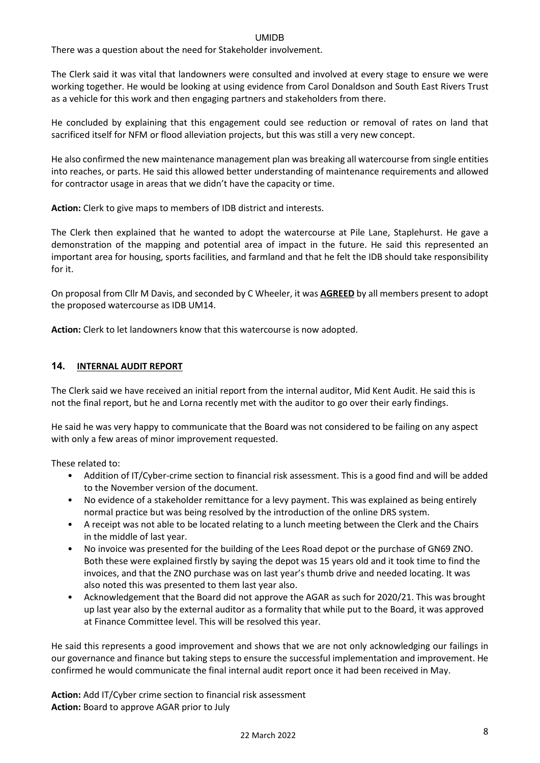There was a question about the need for Stakeholder involvement.

The Clerk said it was vital that landowners were consulted and involved at every stage to ensure we were working together. He would be looking at using evidence from Carol Donaldson and South East Rivers Trust as a vehicle for this work and then engaging partners and stakeholders from there.

He concluded by explaining that this engagement could see reduction or removal of rates on land that sacrificed itself for NFM or flood alleviation projects, but this was still a very new concept.

He also confirmed the new maintenance management plan was breaking all watercourse from single entities into reaches, or parts. He said this allowed better understanding of maintenance requirements and allowed for contractor usage in areas that we didn't have the capacity or time.

**Action:** Clerk to give maps to members of IDB district and interests.

The Clerk then explained that he wanted to adopt the watercourse at Pile Lane, Staplehurst. He gave a demonstration of the mapping and potential area of impact in the future. He said this represented an important area for housing, sports facilities, and farmland and that he felt the IDB should take responsibility for it.

On proposal from Cllr M Davis, and seconded by C Wheeler, it was **AGREED** by all members present to adopt the proposed watercourse as IDB UM14.

**Action:** Clerk to let landowners know that this watercourse is now adopted.

## 14. INTERNAL AUDIT REPORT

The Clerk said we have received an initial report from the internal auditor, Mid Kent Audit. He said this is not the final report, but he and Lorna recently met with the auditor to go over their early findings.

He said he was very happy to communicate that the Board was not considered to be failing on any aspect with only a few areas of minor improvement requested.

These related to:

- Addition of IT/Cyber-crime section to financial risk assessment. This is a good find and will be added to the November version of the document.
- No evidence of a stakeholder remittance for a levy payment. This was explained as being entirely normal practice but was being resolved by the introduction of the online DRS system.
- A receipt was not able to be located relating to a lunch meeting between the Clerk and the Chairs in the middle of last year.
- No invoice was presented for the building of the Lees Road depot or the purchase of GN69 ZNO. Both these were explained firstly by saying the depot was 15 years old and it took time to find the invoices, and that the ZNO purchase was on last year's thumb drive and needed locating. It was also noted this was presented to them last year also.
- Acknowledgement that the Board did not approve the AGAR as such for 2020/21. This was brought up last year also by the external auditor as a formality that while put to the Board, it was approved at Finance Committee level. This will be resolved this year.

He said this represents a good improvement and shows that we are not only acknowledging our failings in our governance and finance but taking steps to ensure the successful implementation and improvement. He confirmed he would communicate the final internal audit report once it had been received in May.

**Action:** Add IT/Cyber crime section to financial risk assessment
**Action:** Board to approve AGAR prior to July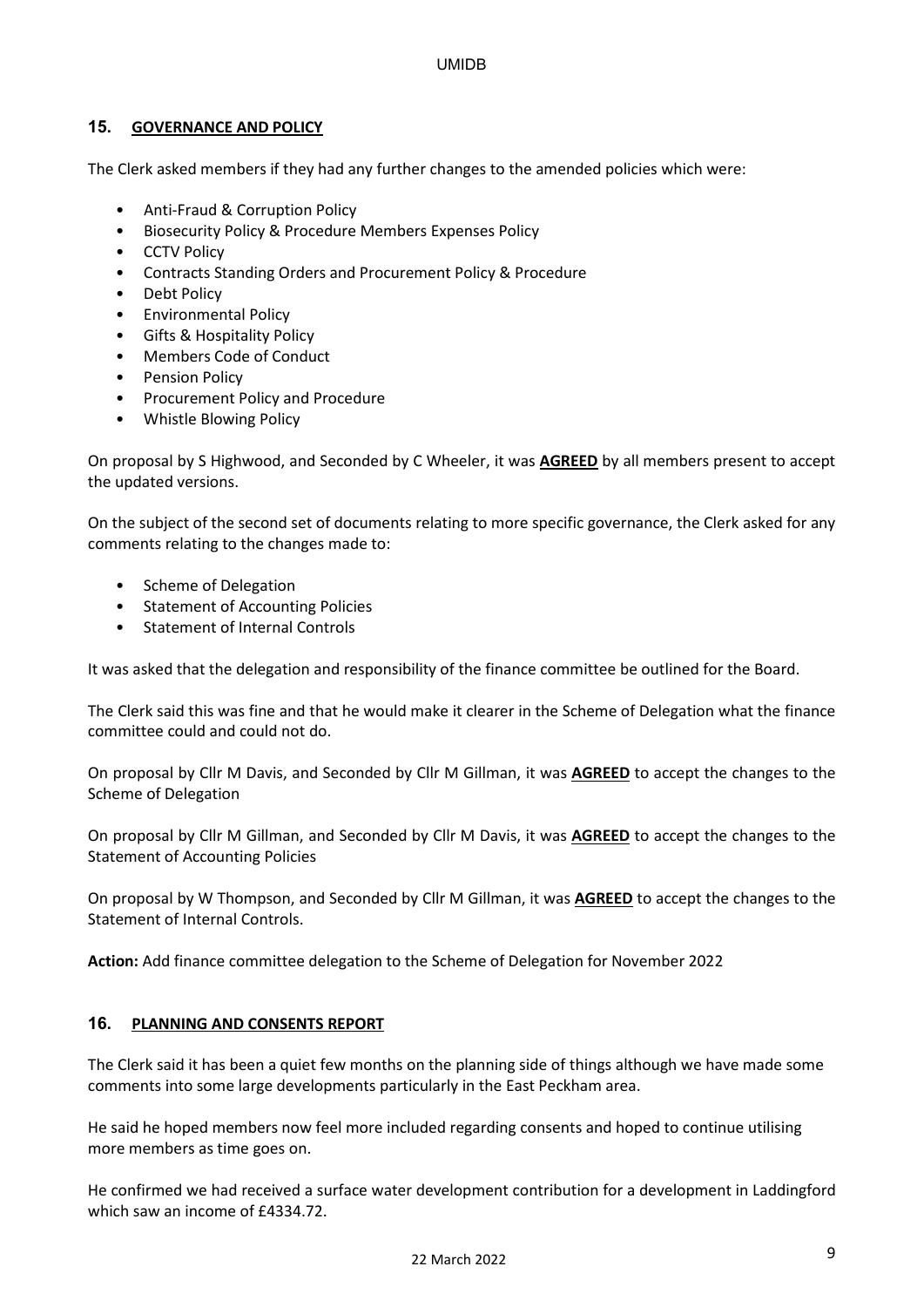## 15. GOVERNANCE AND POLICY

The Clerk asked members if they had any further changes to the amended policies which were:

- Anti-Fraud & Corruption Policy
- Biosecurity Policy & Procedure Members Expenses Policy
- CCTV Policy
- Contracts Standing Orders and Procurement Policy & Procedure
- Debt Policy
- Environmental Policy
- Gifts & Hospitality Policy
- Members Code of Conduct
- Pension Policy
- Procurement Policy and Procedure
- Whistle Blowing Policy

On proposal by S Highwood, and Seconded by C Wheeler, it was **AGREED** by all members present to accept the updated versions.

On the subject of the second set of documents relating to more specific governance, the Clerk asked for any comments relating to the changes made to:

- Scheme of Delegation
- Statement of Accounting Policies
- Statement of Internal Controls

It was asked that the delegation and responsibility of the finance committee be outlined for the Board.

The Clerk said this was fine and that he would make it clearer in the Scheme of Delegation what the finance committee could and could not do.

On proposal by Cllr M Davis, and Seconded by Cllr M Gillman, it was **AGREED** to accept the changes to the Scheme of Delegation

On proposal by Cllr M Gillman, and Seconded by Cllr M Davis, it was **AGREED** to accept the changes to the Statement of Accounting Policies

On proposal by W Thompson, and Seconded by Cllr M Gillman, it was **AGREED** to accept the changes to the Statement of Internal Controls.

**Action:** Add finance committee delegation to the Scheme of Delegation for November 2022

## 16. PLANNING AND CONSENTS REPORT

The Clerk said it has been a quiet few months on the planning side of things although we have made some comments into some large developments particularly in the East Peckham area.

He said he hoped members now feel more included regarding consents and hoped to continue utilising more members as time goes on.

He confirmed we had received a surface water development contribution for a development in Laddingford which saw an income of £4334.72.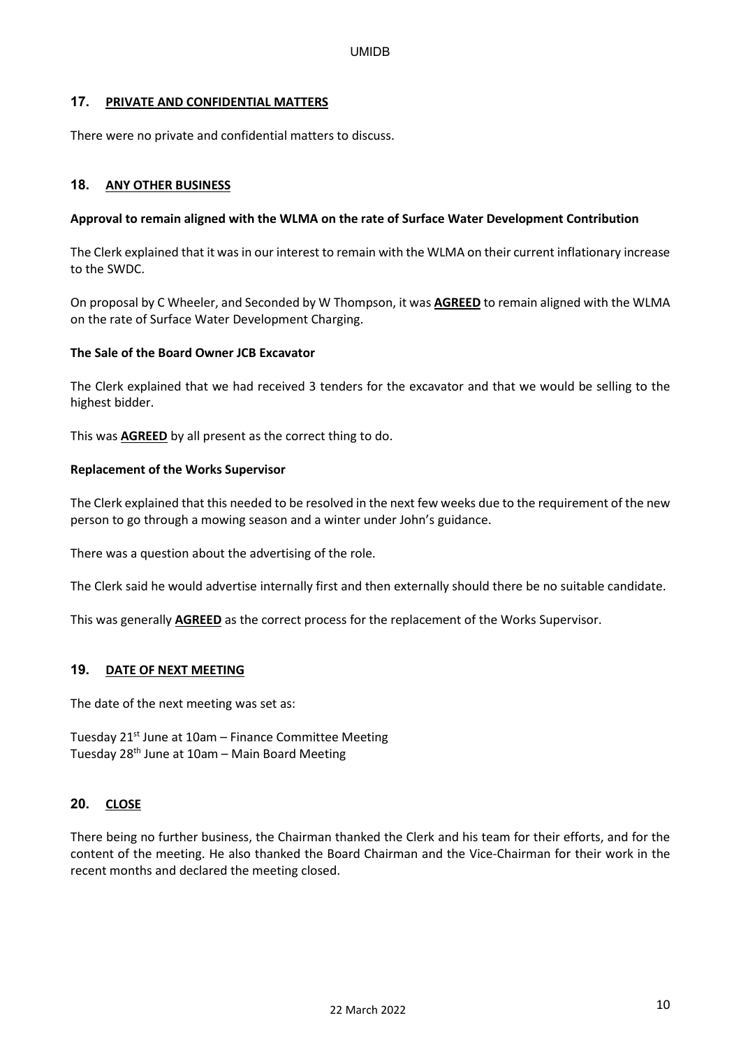## 17. PRIVATE AND CONFIDENTIAL MATTERS

There were no private and confidential matters to discuss.

## 18. ANY OTHER BUSINESS

**Approval to remain aligned with the WLMA on the rate of Surface Water Development Contribution**

The Clerk explained that it was in our interest to remain with the WLMA on their current inflationary increase to the SWDC.

On proposal by C Wheeler, and Seconded by W Thompson, it was **AGREED** to remain aligned with the WLMA on the rate of Surface Water Development Charging.

**The Sale of the Board Owner JCB Excavator**

The Clerk explained that we had received 3 tenders for the excavator and that we would be selling to the highest bidder.

This was **AGREED** by all present as the correct thing to do.

**Replacement of the Works Supervisor**

The Clerk explained that this needed to be resolved in the next few weeks due to the requirement of the new person to go through a mowing season and a winter under John's guidance.

There was a question about the advertising of the role.

The Clerk said he would advertise internally first and then externally should there be no suitable candidate.

This was generally **AGREED** as the correct process for the replacement of the Works Supervisor.

## 19. DATE OF NEXT MEETING

The date of the next meeting was set as:

Tuesday 21st June at 10am – Finance Committee Meeting
Tuesday 28th June at 10am – Main Board Meeting

## 20. CLOSE

There being no further business, the Chairman thanked the Clerk and his team for their efforts, and for the content of the meeting. He also thanked the Board Chairman and the Vice-Chairman for their work in the recent months and declared the meeting closed.